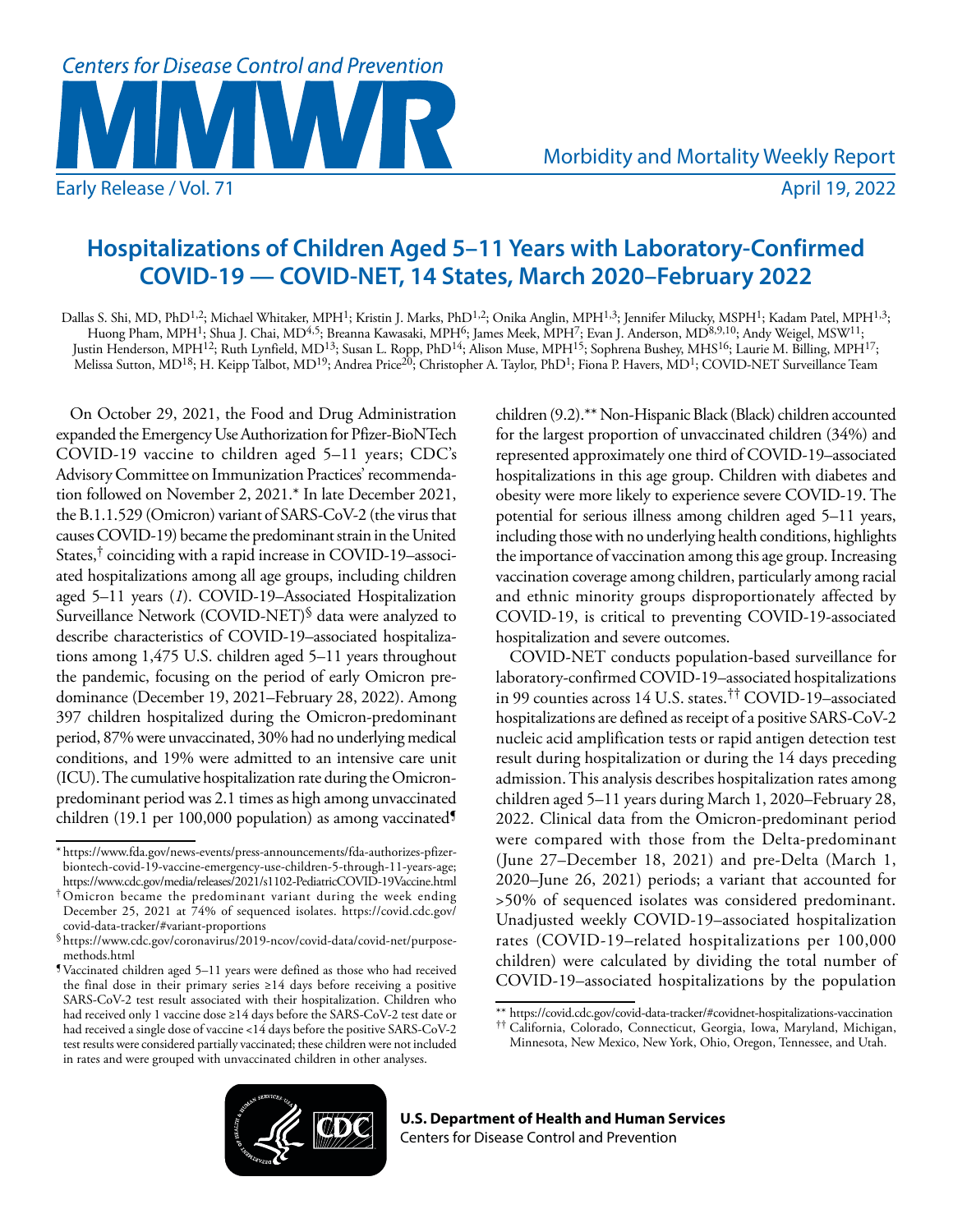# Hospitalizations of Children Aged 5–11 Years with Laboratory-Confirmed COVID-19 — COVID-NET, 14 States, March 2020–February 2022

Dallas S. Shi, MD, PhD[1,2]; Michael Whitaker, MPH[1]; Kristin J. Marks, PhD[1,2]; Onika Anglin, MPH[1,3]; Jennifer Milucky, MSPH[1]; Kadam Patel, MPH[1,3]; Huong Pham, MPH[1]; Shua J. Chai, MD[4,5]; Breanna Kawasaki, MPH[6]; James Meek, MPH[7]; Evan J. Anderson, MD[8,9,10]; Andy Weigel, MSW[11]; Justin Henderson, MPH[12]; Ruth Lynfield, MD[13]; Susan L. Ropp, PhD[14]; Alison Muse, MPH[15]; Sophrena Bushey, MHS[16]; Laurie M. Billing, MPH[17]; Melissa Sutton, MD[18]; H. Keipp Talbot, MD[19]; Andrea Price[20]; Christopher A. Taylor, PhD[1]; Fiona P. Havers, MD[1]; COVID-NET Surveillance Team

On October 29, 2021, the Food and Drug Administration expanded the Emergency Use Authorization for Pfizer-BioNTech COVID-19 vaccine to children aged 5–11 years; CDC's Advisory Committee on Immunization Practices' recommendation followed on November 2, 2021.* In late December 2021, the B.1.1.529 (Omicron) variant of SARS-CoV-2 (the virus that causes COVID-19) became the predominant strain in the United States,† coinciding with a rapid increase in COVID-19–associated hospitalizations among all age groups, including children aged 5–11 years (*1*). COVID-19–Associated Hospitalization Surveillance Network (COVID-NET)§ data were analyzed to describe characteristics of COVID-19–associated hospitalizations among 1,475 U.S. children aged 5–11 years throughout the pandemic, focusing on the period of early Omicron predominance (December 19, 2021–February 28, 2022). Among 397 children hospitalized during the Omicron-predominant period, 87% were unvaccinated, 30% had no underlying medical conditions, and 19% were admitted to an intensive care unit (ICU). The cumulative hospitalization rate during the Omicron-predominant period was 2.1 times as high among unvaccinated children (19.1 per 100,000 population) as among vaccinated¶ children (9.2).** Non-Hispanic Black (Black) children accounted for the largest proportion of unvaccinated children (34%) and represented approximately one third of COVID-19–associated hospitalizations in this age group. Children with diabetes and obesity were more likely to experience severe COVID-19. The potential for serious illness among children aged 5–11 years, including those with no underlying health conditions, highlights the importance of vaccination among this age group. Increasing vaccination coverage among children, particularly among racial and ethnic minority groups disproportionately affected by COVID-19, is critical to preventing COVID-19-associated hospitalization and severe outcomes.

COVID-NET conducts population-based surveillance for laboratory-confirmed COVID-19–associated hospitalizations in 99 counties across 14 U.S. states.†† COVID-19–associated hospitalizations are defined as receipt of a positive SARS-CoV-2 nucleic acid amplification tests or rapid antigen detection test result during hospitalization or during the 14 days preceding admission. This analysis describes hospitalization rates among children aged 5–11 years during March 1, 2020–February 28, 2022. Clinical data from the Omicron-predominant period were compared with those from the Delta-predominant (June 27–December 18, 2021) and pre-Delta (March 1, 2020–June 26, 2021) periods; a variant that accounted for >50% of sequenced isolates was considered predominant. Unadjusted weekly COVID-19–associated hospitalization rates (COVID-19–related hospitalizations per 100,000 children) were calculated by dividing the total number of COVID-19–associated hospitalizations by the population

* https://www.fda.gov/news-events/press-announcements/fda-authorizes-pfizer-biontech-covid-19-vaccine-emergency-use-children-5-through-11-years-age; https://www.cdc.gov/media/releases/2021/s1102-PediatricCOVID-19Vaccine.html

† Omicron became the predominant variant during the week ending December 25, 2021 at 74% of sequenced isolates. https://covid.cdc.gov/covid-data-tracker/#variant-proportions

§ https://www.cdc.gov/coronavirus/2019-ncov/covid-data/covid-net/purpose-methods.html

¶ Vaccinated children aged 5–11 years were defined as those who had received the final dose in their primary series ≥14 days before receiving a positive SARS-CoV-2 test result associated with their hospitalization. Children who had received only 1 vaccine dose ≥14 days before the SARS-CoV-2 test date or had received a single dose of vaccine <14 days before the positive SARS-CoV-2 test results were considered partially vaccinated; these children were not included in rates and were grouped with unvaccinated children in other analyses.

** https://covid.cdc.gov/covid-data-tracker/#covidnet-hospitalizations-vaccination

†† California, Colorado, Connecticut, Georgia, Iowa, Maryland, Michigan, Minnesota, New Mexico, New York, Ohio, Oregon, Tennessee, and Utah.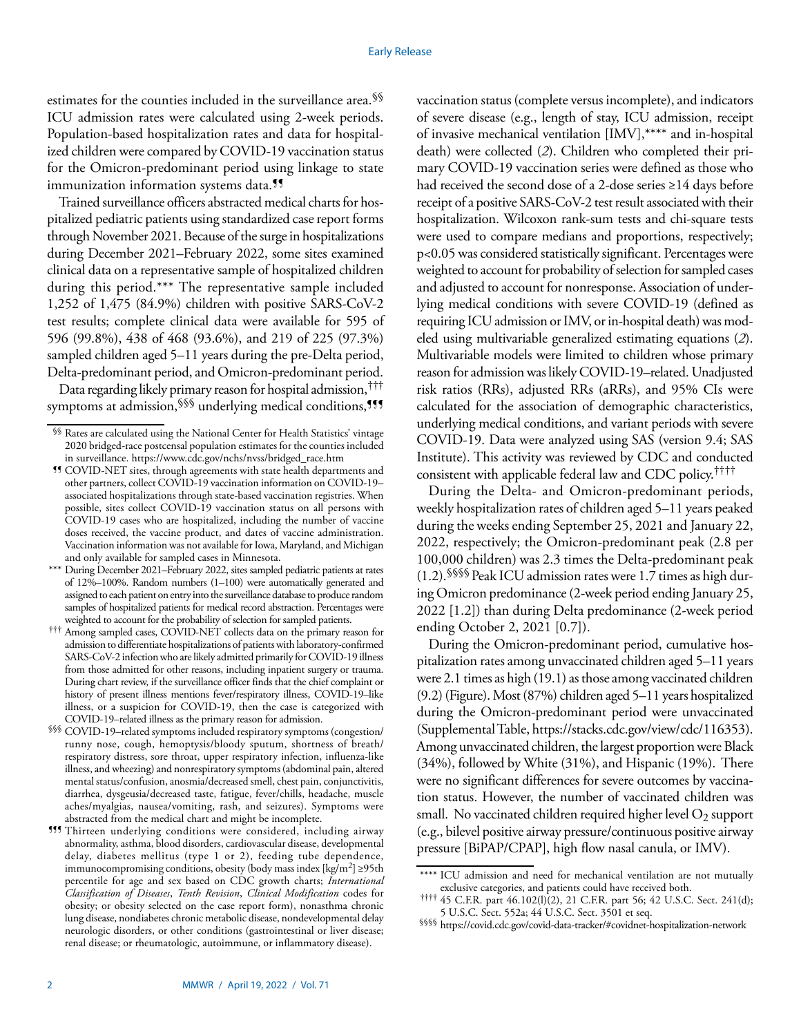estimates for the counties included in the surveillance area.[§§] ICU admission rates were calculated using 2-week periods. Population-based hospitalization rates and data for hospitalized children were compared by COVID-19 vaccination status for the Omicron-predominant period using linkage to state immunization information systems data.[¶¶]

Trained surveillance officers abstracted medical charts for hospitalized pediatric patients using standardized case report forms through November 2021. Because of the surge in hospitalizations during December 2021–February 2022, some sites examined clinical data on a representative sample of hospitalized children during this period.[***] The representative sample included 1,252 of 1,475 (84.9%) children with positive SARS-CoV-2 test results; complete clinical data were available for 595 of 596 (99.8%), 438 of 468 (93.6%), and 219 of 225 (97.3%) sampled children aged 5–11 years during the pre-Delta period, Delta-predominant period, and Omicron-predominant period.

Data regarding likely primary reason for hospital admission,[†††] symptoms at admission,[§§§] underlying medical conditions,[¶¶¶] vaccination status (complete versus incomplete), and indicators of severe disease (e.g., length of stay, ICU admission, receipt of invasive mechanical ventilation [IMV],[****] and in-hospital death) were collected (*2*). Children who completed their primary COVID-19 vaccination series were defined as those who had received the second dose of a 2-dose series ≥14 days before receipt of a positive SARS-CoV-2 test result associated with their hospitalization. Wilcoxon rank-sum tests and chi-square tests were used to compare medians and proportions, respectively; $p<0.05$ was considered statistically significant. Percentages were weighted to account for probability of selection for sampled cases and adjusted to account for nonresponse. Association of underlying medical conditions with severe COVID-19 (defined as requiring ICU admission or IMV, or in-hospital death) was modeled using multivariable generalized estimating equations (*2*). Multivariable models were limited to children whose primary reason for admission was likely COVID-19–related. Unadjusted risk ratios (RRs), adjusted RRs (aRRs), and 95% CIs were calculated for the association of demographic characteristics, underlying medical conditions, and variant periods with severe COVID-19. Data were analyzed using SAS (version 9.4; SAS Institute). This activity was reviewed by CDC and conducted consistent with applicable federal law and CDC policy.[††††]

During the Delta- and Omicron-predominant periods, weekly hospitalization rates of children aged 5–11 years peaked during the weeks ending September 25, 2021 and January 22, 2022, respectively; the Omicron-predominant peak (2.8 per 100,000 children) was 2.3 times the Delta-predominant peak (1.2).[§§§§] Peak ICU admission rates were 1.7 times as high during Omicron predominance (2-week period ending January 25, 2022 [1.2]) than during Delta predominance (2-week period ending October 2, 2021 [0.7]).

During the Omicron-predominant period, cumulative hospitalization rates among unvaccinated children aged 5–11 years were 2.1 times as high (19.1) as those among vaccinated children (9.2) (Figure). Most (87%) children aged 5–11 years hospitalized during the Omicron-predominant period were unvaccinated (Supplemental Table, https://stacks.cdc.gov/view/cdc/116353). Among unvaccinated children, the largest proportion were Black (34%), followed by White (31%), and Hispanic (19%). There were no significant differences for severe outcomes by vaccination status. However, the number of vaccinated children was small. No vaccinated children required higher level $O_2$ support (e.g., bilevel positive airway pressure/continuous positive airway pressure [BiPAP/CPAP], high flow nasal canula, or IMV).

---

§§ Rates are calculated using the National Center for Health Statistics' vintage 2020 bridged-race postcensal population estimates for the counties included in surveillance. https://www.cdc.gov/nchs/nvss/bridged_race.htm

¶¶ COVID-NET sites, through agreements with state health departments and other partners, collect COVID-19 vaccination information on COVID-19–associated hospitalizations through state-based vaccination registries. When possible, sites collect COVID-19 vaccination status on all persons with COVID-19 cases who are hospitalized, including the number of vaccine doses received, the vaccine product, and dates of vaccine administration. Vaccination information was not available for Iowa, Maryland, and Michigan and only available for sampled cases in Minnesota.

*** During December 2021–February 2022, sites sampled pediatric patients at rates of 12%–100%. Random numbers (1–100) were automatically generated and assigned to each patient on entry into the surveillance database to produce random samples of hospitalized patients for medical record abstraction. Percentages were weighted to account for the probability of selection for sampled patients.

††† Among sampled cases, COVID-NET collects data on the primary reason for admission to differentiate hospitalizations of patients with laboratory-confirmed SARS-CoV-2 infection who are likely admitted primarily for COVID-19 illness from those admitted for other reasons, including inpatient surgery or trauma. During chart review, if the surveillance officer finds that the chief complaint or history of present illness mentions fever/respiratory illness, COVID-19–like illness, or a suspicion for COVID-19, then the case is categorized with COVID-19–related illness as the primary reason for admission.

§§§ COVID-19–related symptoms included respiratory symptoms (congestion/runny nose, cough, hemoptysis/bloody sputum, shortness of breath/respiratory distress, sore throat, upper respiratory infection, influenza-like illness, and wheezing) and nonrespiratory symptoms (abdominal pain, altered mental status/confusion, anosmia/decreased smell, chest pain, conjunctivitis, diarrhea, dysgeusia/decreased taste, fatigue, fever/chills, headache, muscle aches/myalgias, nausea/vomiting, rash, and seizures). Symptoms were abstracted from the medical chart and might be incomplete.

¶¶¶ Thirteen underlying conditions were considered, including airway abnormality, asthma, blood disorders, cardiovascular disease, developmental delay, diabetes mellitus (type 1 or 2), feeding tube dependence, immunocompromising conditions, obesity (body mass index [$kg/m^2$] ≥95th percentile for age and sex based on CDC growth charts; *International Classification of Diseases*, *Tenth Revision*, *Clinical Modification* codes for obesity; or obesity selected on the case report form), nonasthma chronic lung disease, nondiabetes chronic metabolic disease, nondevelopmental delay neurologic disorders, or other conditions (gastrointestinal or liver disease; renal disease; or rheumatologic, autoimmune, or inflammatory disease).

**** ICU admission and need for mechanical ventilation are not mutually exclusive categories, and patients could have received both.

†††† 45 C.F.R. part 46.102(l)(2), 21 C.F.R. part 56; 42 U.S.C. Sect. 241(d); 5 U.S.C. Sect. 552a; 44 U.S.C. Sect. 3501 et seq.

§§§§ https://covid.cdc.gov/covid-data-tracker/#covidnet-hospitalization-network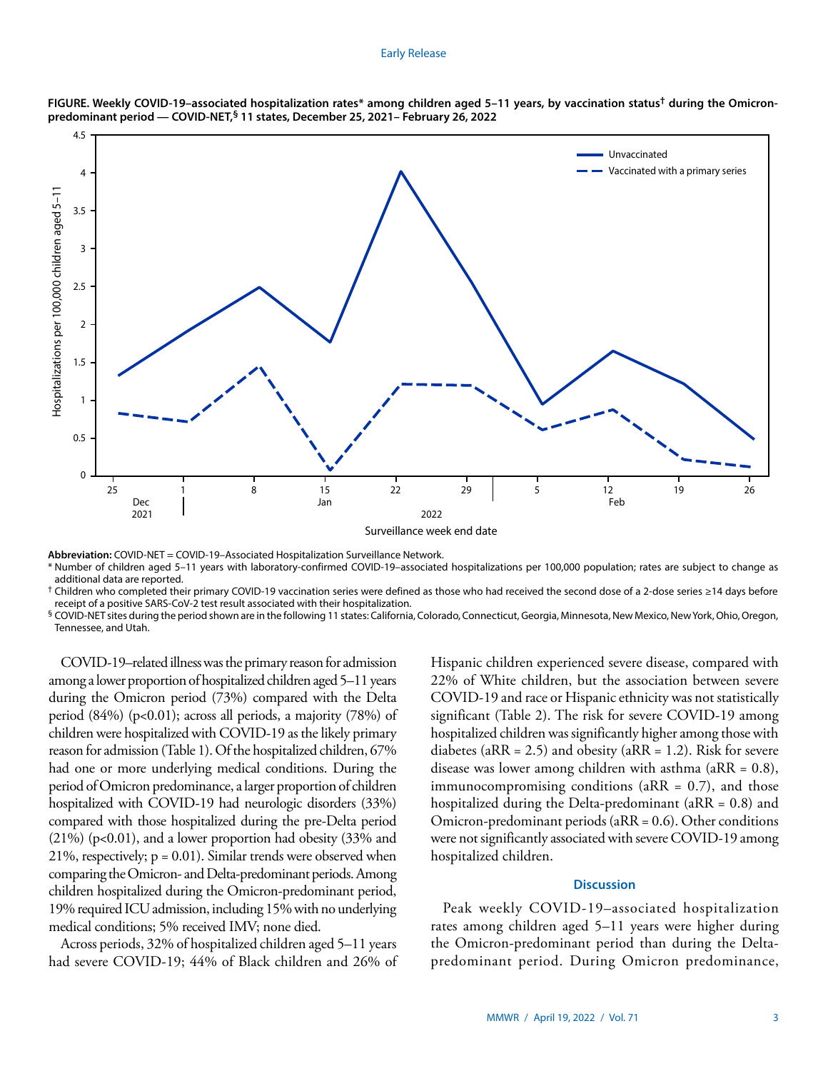**FIGURE. Weekly COVID-19–associated hospitalization rates* among children aged 5–11 years, by vaccination status† during the Omicron-predominant period — COVID-NET,§ 11 states, December 25, 2021– February 26, 2022**

**Abbreviation:** COVID-NET = COVID-19–Associated Hospitalization Surveillance Network.

\* Number of children aged 5–11 years with laboratory-confirmed COVID-19–associated hospitalizations per 100,000 population; rates are subject to change as additional data are reported.

† Children who completed their primary COVID-19 vaccination series were defined as those who had received the second dose of a 2-dose series ≥14 days before receipt of a positive SARS-CoV-2 test result associated with their hospitalization.

§ COVID-NET sites during the period shown are in the following 11 states: California, Colorado, Connecticut, Georgia, Minnesota, New Mexico, New York, Ohio, Oregon, Tennessee, and Utah.

COVID-19–related illness was the primary reason for admission among a lower proportion of hospitalized children aged 5–11 years during the Omicron period (73%) compared with the Delta period (84%) ($p<0.01$); across all periods, a majority (78%) of children were hospitalized with COVID-19 as the likely primary reason for admission (Table 1). Of the hospitalized children, 67% had one or more underlying medical conditions. During the period of Omicron predominance, a larger proportion of children hospitalized with COVID-19 had neurologic disorders (33%) compared with those hospitalized during the pre-Delta period (21%) ($p<0.01$), and a lower proportion had obesity (33% and 21%, respectively; $p = 0.01$). Similar trends were observed when comparing the Omicron- and Delta-predominant periods. Among children hospitalized during the Omicron-predominant period, 19% required ICU admission, including 15% with no underlying medical conditions; 5% received IMV; none died.

Across periods, 32% of hospitalized children aged 5–11 years had severe COVID-19; 44% of Black children and 26% of Hispanic children experienced severe disease, compared with 22% of White children, but the association between severe COVID-19 and race or Hispanic ethnicity was not statistically significant (Table 2). The risk for severe COVID-19 among hospitalized children was significantly higher among those with diabetes (aRR = 2.5) and obesity (aRR = 1.2). Risk for severe disease was lower among children with asthma (aRR = 0.8), immunocompromising conditions (aRR = 0.7), and those hospitalized during the Delta-predominant (aRR = 0.8) and Omicron-predominant periods (aRR = 0.6). Other conditions were not significantly associated with severe COVID-19 among hospitalized children.

## Discussion

Peak weekly COVID-19–associated hospitalization rates among children aged 5–11 years were higher during the Omicron-predominant period than during the Delta-predominant period. During Omicron predominance,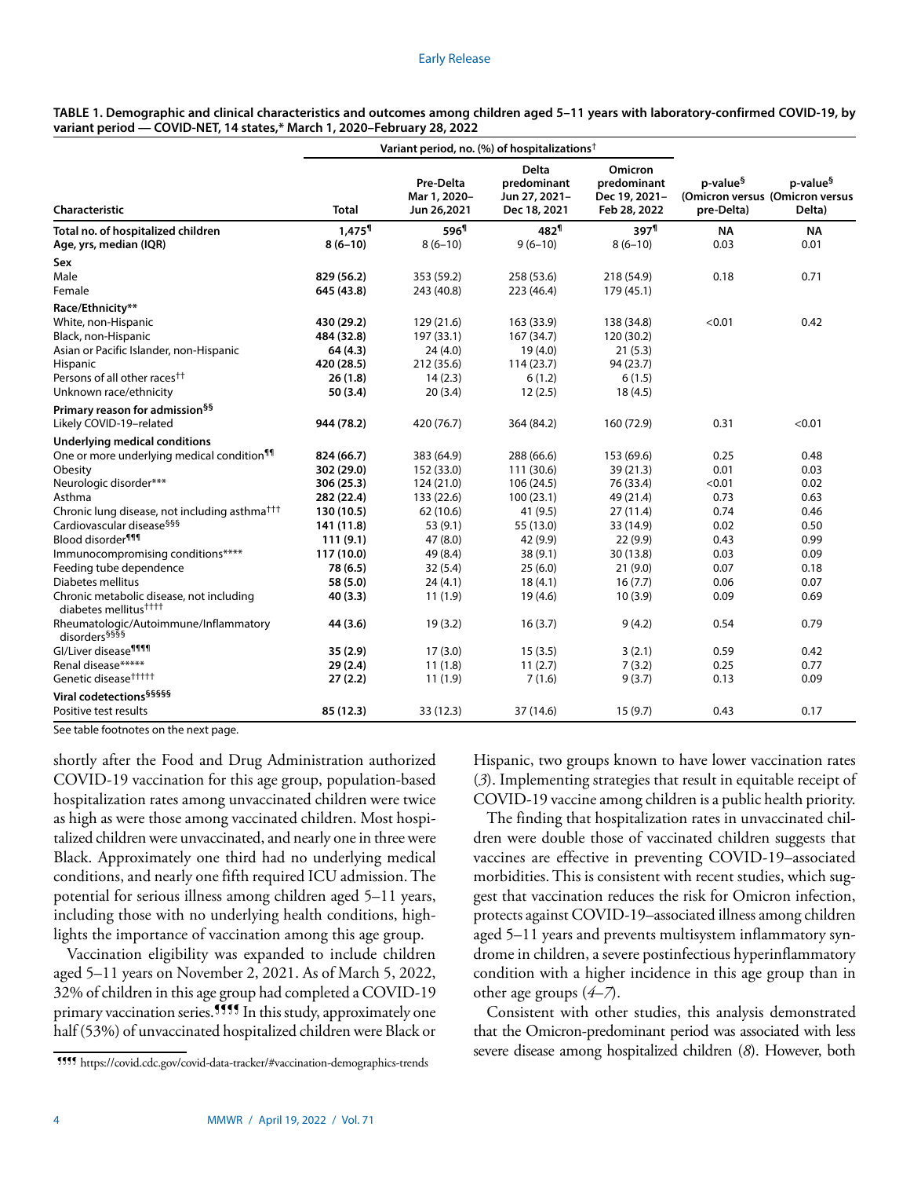**TABLE 1. Demographic and clinical characteristics and outcomes among children aged 5–11 years with laboratory-confirmed COVID-19, by variant period — COVID-NET, 14 states,* March 1, 2020–February 28, 2022**

| | Variant period, no. (%) of hospitalizations† | | | | | |
|---|---|---|---|---|---|---|
| Characteristic | Total | Pre-Delta Mar 1, 2020–Jun 26,2021 | Delta predominant Jun 27, 2021–Dec 18, 2021 | Omicron predominant Dec 19, 2021–Feb 28, 2022 | p-value§ (Omicron versus pre-Delta) | p-value§ (Omicron versus Delta) |
| **Total no. of hospitalized children** | **1,475¶** | 596¶ | 482¶ | 397¶ | NA | NA |
| **Age, yrs, median (IQR)** | **8 (6–10)** | 8 (6–10) | 9 (6–10) | 8 (6–10) | 0.03 | 0.01 |
| **Sex** | | | | | | |
| Male | **829 (56.2)** | 353 (59.2) | 258 (53.6) | 218 (54.9) | 0.18 | 0.71 |
| Female | **645 (43.8)** | 243 (40.8) | 223 (46.4) | 179 (45.1) | | |
| **Race/Ethnicity**\*\* | | | | | | |
| White, non-Hispanic | **430 (29.2)** | 129 (21.6) | 163 (33.9) | 138 (34.8) | <0.01 | 0.42 |
| Black, non-Hispanic | **484 (32.8)** | 197 (33.1) | 167 (34.7) | 120 (30.2) | | |
| Asian or Pacific Islander, non-Hispanic | **64 (4.3)** | 24 (4.0) | 19 (4.0) | 21 (5.3) | | |
| Hispanic | **420 (28.5)** | 212 (35.6) | 114 (23.7) | 94 (23.7) | | |
| Persons of all other races†† | **26 (1.8)** | 14 (2.3) | 6 (1.2) | 6 (1.5) | | |
| Unknown race/ethnicity | **50 (3.4)** | 20 (3.4) | 12 (2.5) | 18 (4.5) | | |
| **Primary reason for admission§§** | | | | | | |
| Likely COVID-19–related | **944 (78.2)** | 420 (76.7) | 364 (84.2) | 160 (72.9) | 0.31 | <0.01 |
| **Underlying medical conditions** | | | | | | |
| One or more underlying medical condition¶¶ | **824 (66.7)** | 383 (64.9) | 288 (66.6) | 153 (69.6) | 0.25 | 0.48 |
| Obesity | **302 (29.0)** | 152 (33.0) | 111 (30.6) | 39 (21.3) | 0.01 | 0.03 |
| Neurologic disorder\*\*\* | **306 (25.3)** | 124 (21.0) | 106 (24.5) | 76 (33.4) | <0.01 | 0.02 |
| Asthma | **282 (22.4)** | 133 (22.6) | 100 (23.1) | 49 (21.4) | 0.73 | 0.63 |
| Chronic lung disease, not including asthma††† | **130 (10.5)** | 62 (10.6) | 41 (9.5) | 27 (11.4) | 0.74 | 0.46 |
| Cardiovascular disease§§§ | **141 (11.8)** | 53 (9.1) | 55 (13.0) | 33 (14.9) | 0.02 | 0.50 |
| Blood disorder¶¶¶ | **111 (9.1)** | 47 (8.0) | 42 (9.9) | 22 (9.9) | 0.43 | 0.99 |
| Immunocompromising conditions\*\*\*\* | **117 (10.0)** | 49 (8.4) | 38 (9.1) | 30 (13.8) | 0.03 | 0.09 |
| Feeding tube dependence | **78 (6.5)** | 32 (5.4) | 25 (6.0) | 21 (9.0) | 0.07 | 0.18 |
| Diabetes mellitus | **58 (5.0)** | 24 (4.1) | 18 (4.1) | 16 (7.7) | 0.06 | 0.07 |
| Chronic metabolic disease, not including diabetes mellitus†††† | **40 (3.3)** | 11 (1.9) | 19 (4.6) | 10 (3.9) | 0.09 | 0.69 |
| Rheumatologic/Autoimmune/Inflammatory disorders§§§§ | **44 (3.6)** | 19 (3.2) | 16 (3.7) | 9 (4.2) | 0.54 | 0.79 |
| GI/Liver disease¶¶¶¶ | **35 (2.9)** | 17 (3.0) | 15 (3.5) | 3 (2.1) | 0.59 | 0.42 |
| Renal disease\*\*\*\*\* | **29 (2.4)** | 11 (1.8) | 11 (2.7) | 7 (3.2) | 0.25 | 0.77 |
| Genetic disease††††† | **27 (2.2)** | 11 (1.9) | 7 (1.6) | 9 (3.7) | 0.13 | 0.09 |
| **Viral codetections§§§§§** | | | | | | |
| Positive test results | **85 (12.3)** | 33 (12.3) | 37 (14.6) | 15 (9.7) | 0.43 | 0.17 |

See table footnotes on the next page.

shortly after the Food and Drug Administration authorized COVID-19 vaccination for this age group, population-based hospitalization rates among unvaccinated children were twice as high as were those among vaccinated children. Most hospitalized children were unvaccinated, and nearly one in three were Black. Approximately one third had no underlying medical conditions, and nearly one fifth required ICU admission. The potential for serious illness among children aged 5–11 years, including those with no underlying health conditions, highlights the importance of vaccination among this age group.

Vaccination eligibility was expanded to include children aged 5–11 years on November 2, 2021. As of March 5, 2022, 32% of children in this age group had completed a COVID-19 primary vaccination series.¶¶¶¶ In this study, approximately one half (53%) of unvaccinated hospitalized children were Black or Hispanic, two groups known to have lower vaccination rates (*3*). Implementing strategies that result in equitable receipt of COVID-19 vaccine among children is a public health priority.

The finding that hospitalization rates in unvaccinated children were double those of vaccinated children suggests that vaccines are effective in preventing COVID-19–associated morbidities. This is consistent with recent studies, which suggest that vaccination reduces the risk for Omicron infection, protects against COVID-19–associated illness among children aged 5–11 years and prevents multisystem inflammatory syndrome in children, a severe postinfectious hyperinflammatory condition with a higher incidence in this age group than in other age groups (*4*–*7*).

Consistent with other studies, this analysis demonstrated that the Omicron-predominant period was associated with less severe disease among hospitalized children (*8*). However, both

¶¶¶¶ https://covid.cdc.gov/covid-data-tracker/#vaccination-demographics-trends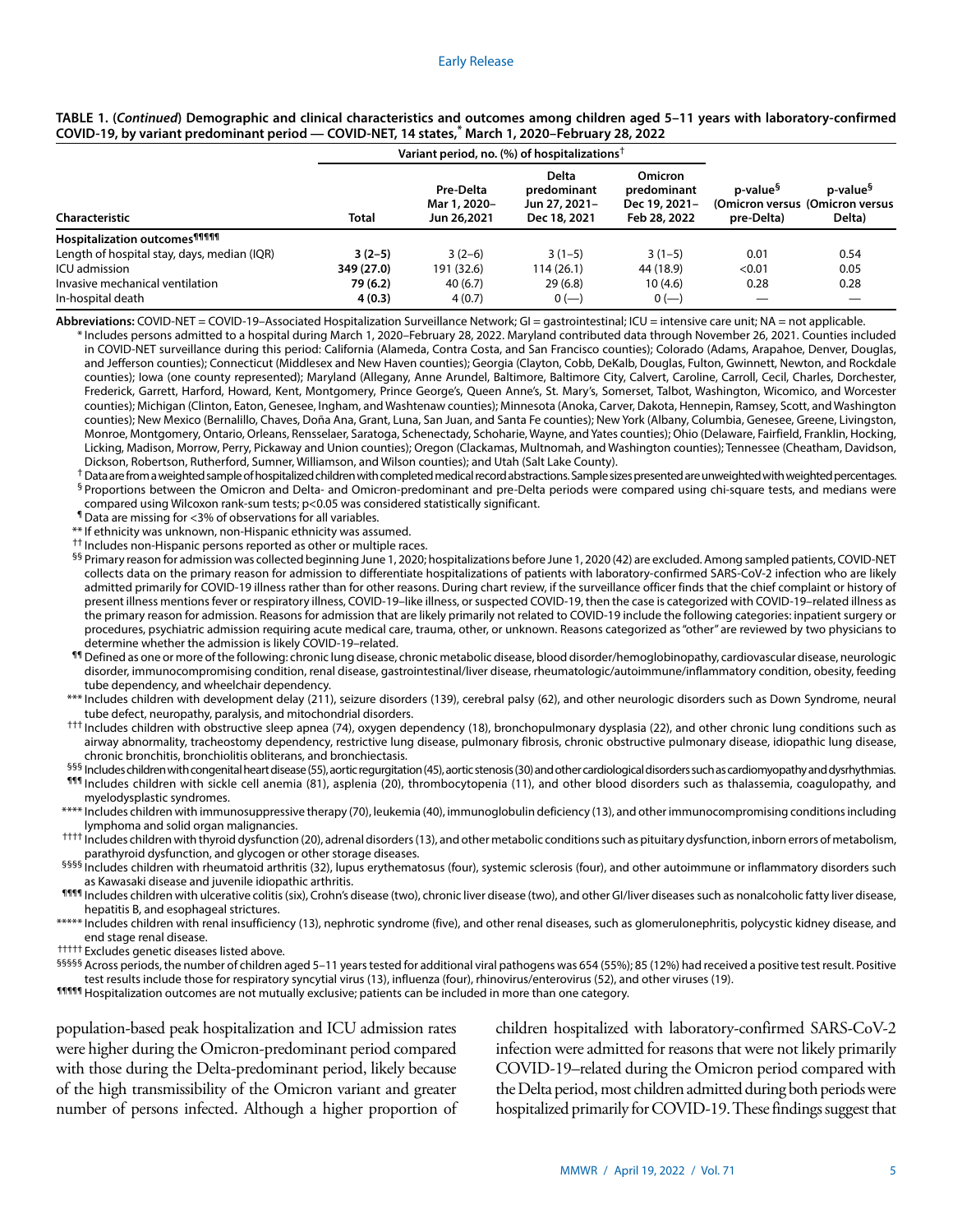**TABLE 1. (*Continued*) Demographic and clinical characteristics and outcomes among children aged 5–11 years with laboratory-confirmed COVID-19, by variant predominant period — COVID-NET, 14 states,* March 1, 2020–February 28, 2022**

| Characteristic | Variant period, no. (%) of hospitalizations† | | | | | |
|---|---|---|---|---|---|---|
| | Total | Pre-Delta Mar 1, 2020– Jun 26,2021 | Delta predominant Jun 27, 2021– Dec 18, 2021 | Omicron predominant Dec 19, 2021– Feb 28, 2022 | p-value§ (Omicron versus pre-Delta) | p-value§ (Omicron versus Delta) |
| **Hospitalization outcomes¶¶¶¶¶** | | | | | | |
| Length of hospital stay, days, median (IQR) | **3 (2–5)** | 3 (2–6) | 3 (1–5) | 3 (1–5) | 0.01 | 0.54 |
| ICU admission | **349 (27.0)** | 191 (32.6) | 114 (26.1) | 44 (18.9) | <0.01 | 0.05 |
| Invasive mechanical ventilation | **79 (6.2)** | 40 (6.7) | 29 (6.8) | 10 (4.6) | 0.28 | 0.28 |
| In-hospital death | **4 (0.3)** | 4 (0.7) | 0 (—) | 0 (—) | — | — |

**Abbreviations:** COVID-NET = COVID-19–Associated Hospitalization Surveillance Network; GI = gastrointestinal; ICU = intensive care unit; NA = not applicable.

\* Includes persons admitted to a hospital during March 1, 2020–February 28, 2022. Maryland contributed data through November 26, 2021. Counties included in COVID-NET surveillance during this period: California (Alameda, Contra Costa, and San Francisco counties); Colorado (Adams, Arapahoe, Denver, Douglas, and Jefferson counties); Connecticut (Middlesex and New Haven counties); Georgia (Clayton, Cobb, DeKalb, Douglas, Fulton, Gwinnett, Newton, and Rockdale counties); Iowa (one county represented); Maryland (Allegany, Anne Arundel, Baltimore, Baltimore City, Calvert, Caroline, Carroll, Cecil, Charles, Dorchester, Frederick, Garrett, Harford, Howard, Kent, Montgomery, Prince George's, Queen Anne's, St. Mary's, Somerset, Talbot, Washington, Wicomico, and Worcester counties); Michigan (Clinton, Eaton, Genesee, Ingham, and Washtenaw counties); Minnesota (Anoka, Carver, Dakota, Hennepin, Ramsey, Scott, and Washington counties); New Mexico (Bernalillo, Chaves, Doña Ana, Grant, Luna, San Juan, and Santa Fe counties); New York (Albany, Columbia, Genesee, Greene, Livingston, Monroe, Montgomery, Ontario, Orleans, Rensselaer, Saratoga, Schenectady, Schoharie, Wayne, and Yates counties); Ohio (Delaware, Fairfield, Franklin, Hocking, Licking, Madison, Morrow, Perry, Pickaway and Union counties); Oregon (Clackamas, Multnomah, and Washington counties); Tennessee (Cheatham, Davidson, Dickson, Robertson, Rutherford, Sumner, Williamson, and Wilson counties); and Utah (Salt Lake County).

† Data are from a weighted sample of hospitalized children with completed medical record abstractions. Sample sizes presented are unweighted with weighted percentages.

§ Proportions between the Omicron and Delta- and Omicron-predominant and pre-Delta periods were compared using chi-square tests, and medians were compared using Wilcoxon rank-sum tests; p<0.05 was considered statistically significant.

¶ Data are missing for <3% of observations for all variables.

\*\* If ethnicity was unknown, non-Hispanic ethnicity was assumed.

†† Includes non-Hispanic persons reported as other or multiple races.

§§ Primary reason for admission was collected beginning June 1, 2020; hospitalizations before June 1, 2020 (42) are excluded. Among sampled patients, COVID-NET collects data on the primary reason for admission to differentiate hospitalizations of patients with laboratory-confirmed SARS-CoV-2 infection who are likely admitted primarily for COVID-19 illness rather than for other reasons. During chart review, if the surveillance officer finds that the chief complaint or history of present illness mentions fever or respiratory illness, COVID-19–like illness, or suspected COVID-19, then the case is categorized with COVID-19–related illness as the primary reason for admission. Reasons for admission that are likely primarily not related to COVID-19 include the following categories: inpatient surgery or procedures, psychiatric admission requiring acute medical care, trauma, other, or unknown. Reasons categorized as "other" are reviewed by two physicians to determine whether the admission is likely COVID-19–related.

¶¶ Defined as one or more of the following: chronic lung disease, chronic metabolic disease, blood disorder/hemoglobinopathy, cardiovascular disease, neurologic disorder, immunocompromising condition, renal disease, gastrointestinal/liver disease, rheumatologic/autoimmune/inflammatory condition, obesity, feeding tube dependency, and wheelchair dependency.

\*\*\* Includes children with development delay (211), seizure disorders (139), cerebral palsy (62), and other neurologic disorders such as Down Syndrome, neural tube defect, neuropathy, paralysis, and mitochondrial disorders.

††† Includes children with obstructive sleep apnea (74), oxygen dependency (18), bronchopulmonary dysplasia (22), and other chronic lung conditions such as airway abnormality, tracheostomy dependency, restrictive lung disease, pulmonary fibrosis, chronic obstructive pulmonary disease, idiopathic lung disease, chronic bronchitis, bronchiolitis obliterans, and bronchiectasis.

§§§ Includes children with congenital heart disease (55), aortic regurgitation (45), aortic stenosis (30) and other cardiological disorders such as cardiomyopathy and dysrhythmias.

¶¶¶ Includes children with sickle cell anemia (81), asplenia (20), thrombocytopenia (11), and other blood disorders such as thalassemia, coagulopathy, and myelodysplastic syndromes.

\*\*\*\* Includes children with immunosuppressive therapy (70), leukemia (40), immunoglobulin deficiency (13), and other immunocompromising conditions including lymphoma and solid organ malignancies.

†††† Includes children with thyroid dysfunction (20), adrenal disorders (13), and other metabolic conditions such as pituitary dysfunction, inborn errors of metabolism, parathyroid dysfunction, and glycogen or other storage diseases.

§§§§ Includes children with rheumatoid arthritis (32), lupus erythematosus (four), systemic sclerosis (four), and other autoimmune or inflammatory disorders such as Kawasaki disease and juvenile idiopathic arthritis.

¶¶¶¶ Includes children with ulcerative colitis (six), Crohn's disease (two), chronic liver disease (two), and other GI/liver diseases such as nonalcoholic fatty liver disease, hepatitis B, and esophageal strictures.

\*\*\*\*\* Includes children with renal insufficiency (13), nephrotic syndrome (five), and other renal diseases, such as glomerulonephritis, polycystic kidney disease, and end stage renal disease.

††††† Excludes genetic diseases listed above.

§§§§§ Across periods, the number of children aged 5–11 years tested for additional viral pathogens was 654 (55%); 85 (12%) had received a positive test result. Positive test results include those for respiratory syncytial virus (13), influenza (four), rhinovirus/enterovirus (52), and other viruses (19).

¶¶¶¶¶ Hospitalization outcomes are not mutually exclusive; patients can be included in more than one category.

population-based peak hospitalization and ICU admission rates were higher during the Omicron-predominant period compared with those during the Delta-predominant period, likely because of the high transmissibility of the Omicron variant and greater number of persons infected. Although a higher proportion of children hospitalized with laboratory-confirmed SARS-CoV-2 infection were admitted for reasons that were not likely primarily COVID-19–related during the Omicron period compared with the Delta period, most children admitted during both periods were hospitalized primarily for COVID-19. These findings suggest that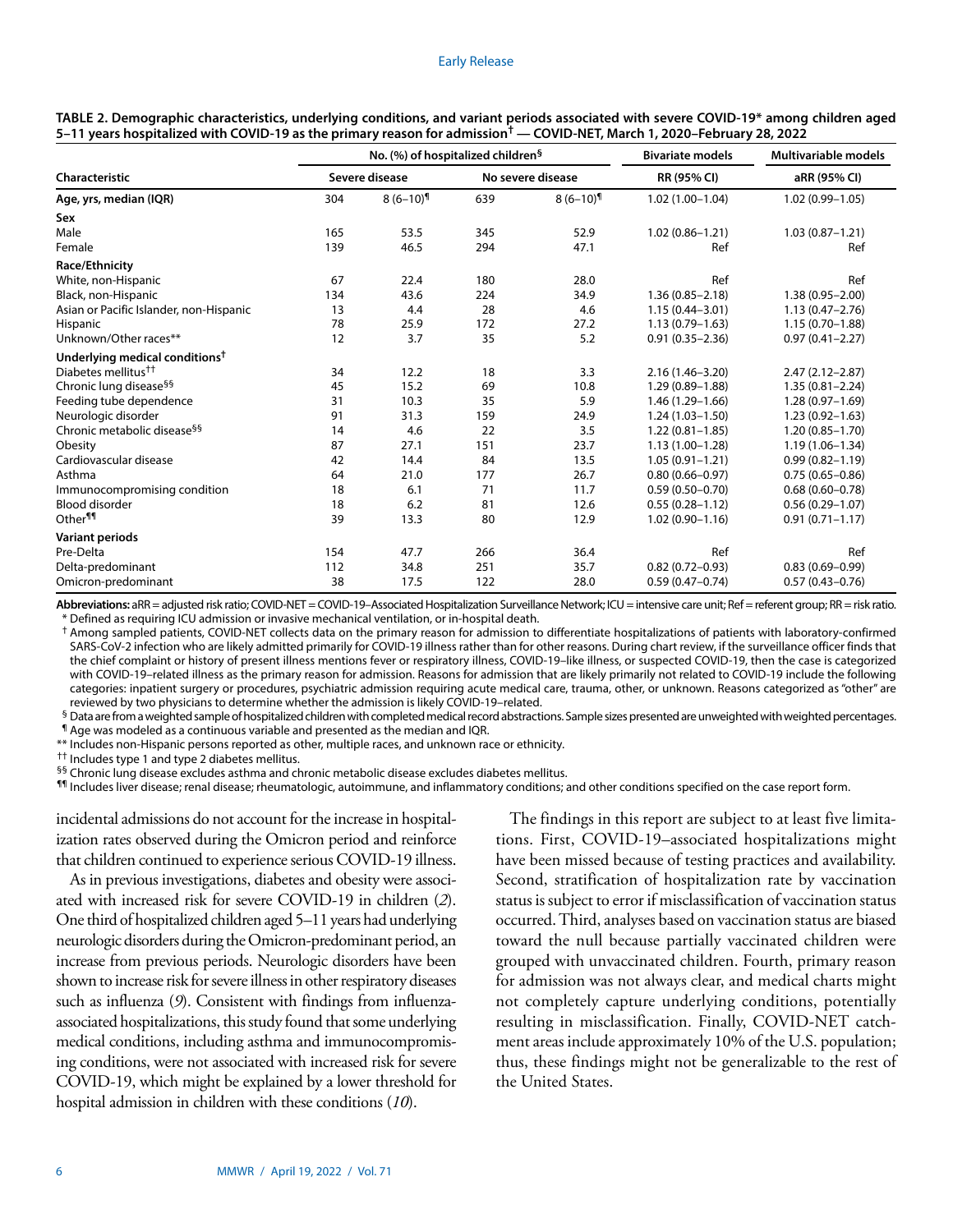**TABLE 2. Demographic characteristics, underlying conditions, and variant periods associated with severe COVID-19* among children aged 5–11 years hospitalized with COVID-19 as the primary reason for admission† — COVID-NET, March 1, 2020–February 28, 2022**

| Characteristic | No. (%) of hospitalized children§ | | | | Bivariate models | Multivariable models |
|---|---|---|---|---|---|---|
| | Severe disease | | No severe disease | | RR (95% CI) | aRR (95% CI) |
| **Age, yrs, median (IQR)** | 304 | 8 (6–10)¶ | 639 | 8 (6–10)¶ | 1.02 (1.00–1.04) | 1.02 (0.99–1.05) |
| **Sex** | | | | | | |
| Male | 165 | 53.5 | 345 | 52.9 | 1.02 (0.86–1.21) | 1.03 (0.87–1.21) |
| Female | 139 | 46.5 | 294 | 47.1 | Ref | Ref |
| **Race/Ethnicity** | | | | | | |
| White, non-Hispanic | 67 | 22.4 | 180 | 28.0 | Ref | Ref |
| Black, non-Hispanic | 134 | 43.6 | 224 | 34.9 | 1.36 (0.85–2.18) | 1.38 (0.95–2.00) |
| Asian or Pacific Islander, non-Hispanic | 13 | 4.4 | 28 | 4.6 | 1.15 (0.44–3.01) | 1.13 (0.47–2.76) |
| Hispanic | 78 | 25.9 | 172 | 27.2 | 1.13 (0.79–1.63) | 1.15 (0.70–1.88) |
| Unknown/Other races** | 12 | 3.7 | 35 | 5.2 | 0.91 (0.35–2.36) | 0.97 (0.41–2.27) |
| **Underlying medical conditions†** | | | | | | |
| Diabetes mellitus†† | 34 | 12.2 | 18 | 3.3 | 2.16 (1.46–3.20) | 2.47 (2.12–2.87) |
| Chronic lung disease§§ | 45 | 15.2 | 69 | 10.8 | 1.29 (0.89–1.88) | 1.35 (0.81–2.24) |
| Feeding tube dependence | 31 | 10.3 | 35 | 5.9 | 1.46 (1.29–1.66) | 1.28 (0.97–1.69) |
| Neurologic disorder | 91 | 31.3 | 159 | 24.9 | 1.24 (1.03–1.50) | 1.23 (0.92–1.63) |
| Chronic metabolic disease§§ | 14 | 4.6 | 22 | 3.5 | 1.22 (0.81–1.85) | 1.20 (0.85–1.70) |
| Obesity | 87 | 27.1 | 151 | 23.7 | 1.13 (1.00–1.28) | 1.19 (1.06–1.34) |
| Cardiovascular disease | 42 | 14.4 | 84 | 13.5 | 1.05 (0.91–1.21) | 0.99 (0.82–1.19) |
| Asthma | 64 | 21.0 | 177 | 26.7 | 0.80 (0.66–0.97) | 0.75 (0.65–0.86) |
| Immunocompromising condition | 18 | 6.1 | 71 | 11.7 | 0.59 (0.50–0.70) | 0.68 (0.60–0.78) |
| Blood disorder | 18 | 6.2 | 81 | 12.6 | 0.55 (0.28–1.12) | 0.56 (0.29–1.07) |
| Other¶¶ | 39 | 13.3 | 80 | 12.9 | 1.02 (0.90–1.16) | 0.91 (0.71–1.17) |
| **Variant periods** | | | | | | |
| Pre-Delta | 154 | 47.7 | 266 | 36.4 | Ref | Ref |
| Delta-predominant | 112 | 34.8 | 251 | 35.7 | 0.82 (0.72–0.93) | 0.83 (0.69–0.99) |
| Omicron-predominant | 38 | 17.5 | 122 | 28.0 | 0.59 (0.47–0.74) | 0.57 (0.43–0.76) |

**Abbreviations:** aRR = adjusted risk ratio; COVID-NET = COVID-19–Associated Hospitalization Surveillance Network; ICU = intensive care unit; Ref = referent group; RR = risk ratio.

\* Defined as requiring ICU admission or invasive mechanical ventilation, or in-hospital death.

† Among sampled patients, COVID-NET collects data on the primary reason for admission to differentiate hospitalizations of patients with laboratory-confirmed SARS-CoV-2 infection who are likely admitted primarily for COVID-19 illness rather than for other reasons. During chart review, if the surveillance officer finds that the chief complaint or history of present illness mentions fever or respiratory illness, COVID-19–like illness, or suspected COVID-19, then the case is categorized with COVID-19–related illness as the primary reason for admission. Reasons for admission that are likely primarily not related to COVID-19 include the following categories: inpatient surgery or procedures, psychiatric admission requiring acute medical care, trauma, other, or unknown. Reasons categorized as "other" are reviewed by two physicians to determine whether the admission is likely COVID-19–related.

§ Data are from a weighted sample of hospitalized children with completed medical record abstractions. Sample sizes presented are unweighted with weighted percentages.

¶ Age was modeled as a continuous variable and presented as the median and IQR.

** Includes non-Hispanic persons reported as other, multiple races, and unknown race or ethnicity.

†† Includes type 1 and type 2 diabetes mellitus.

§§ Chronic lung disease excludes asthma and chronic metabolic disease excludes diabetes mellitus.

¶¶ Includes liver disease; renal disease; rheumatologic, autoimmune, and inflammatory conditions; and other conditions specified on the case report form.

incidental admissions do not account for the increase in hospitalization rates observed during the Omicron period and reinforce that children continued to experience serious COVID-19 illness.

As in previous investigations, diabetes and obesity were associated with increased risk for severe COVID-19 in children (*2*). One third of hospitalized children aged 5–11 years had underlying neurologic disorders during the Omicron-predominant period, an increase from previous periods. Neurologic disorders have been shown to increase risk for severe illness in other respiratory diseases such as influenza (*9*). Consistent with findings from influenza-associated hospitalizations, this study found that some underlying medical conditions, including asthma and immunocompromising conditions, were not associated with increased risk for severe COVID-19, which might be explained by a lower threshold for hospital admission in children with these conditions (*10*).

The findings in this report are subject to at least five limitations. First, COVID-19–associated hospitalizations might have been missed because of testing practices and availability. Second, stratification of hospitalization rate by vaccination status is subject to error if misclassification of vaccination status occurred. Third, analyses based on vaccination status are biased toward the null because partially vaccinated children were grouped with unvaccinated children. Fourth, primary reason for admission was not always clear, and medical charts might not completely capture underlying conditions, potentially resulting in misclassification. Finally, COVID-NET catchment areas include approximately 10% of the U.S. population; thus, these findings might not be generalizable to the rest of the United States.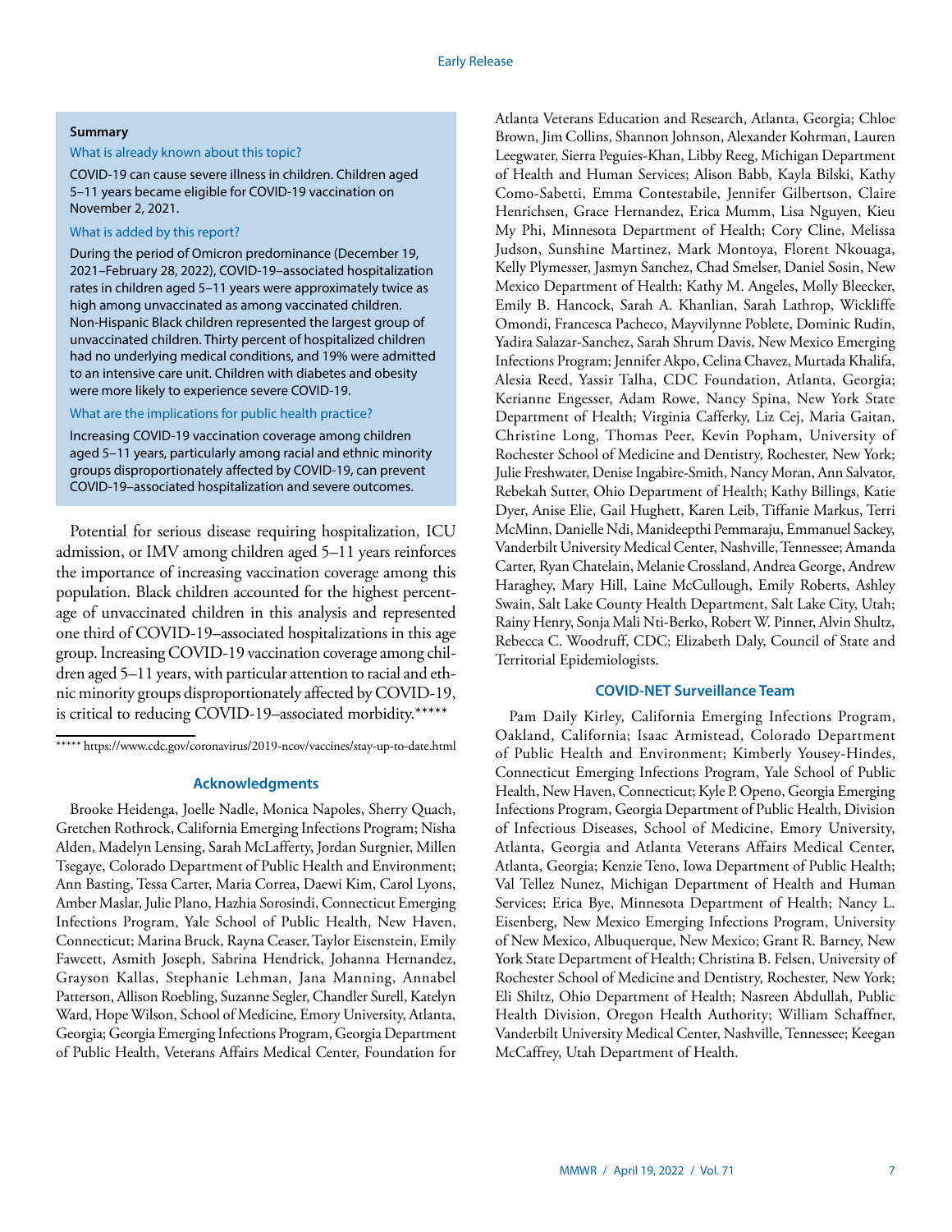**Summary**

What is already known about this topic?

COVID-19 can cause severe illness in children. Children aged 5–11 years became eligible for COVID-19 vaccination on November 2, 2021.

What is added by this report?

During the period of Omicron predominance (December 19, 2021–February 28, 2022), COVID-19–associated hospitalization rates in children aged 5–11 years were approximately twice as high among unvaccinated as among vaccinated children. Non-Hispanic Black children represented the largest group of unvaccinated children. Thirty percent of hospitalized children had no underlying medical conditions, and 19% were admitted to an intensive care unit. Children with diabetes and obesity were more likely to experience severe COVID-19.

What are the implications for public health practice?

Increasing COVID-19 vaccination coverage among children aged 5–11 years, particularly among racial and ethnic minority groups disproportionately affected by COVID-19, can prevent COVID-19–associated hospitalization and severe outcomes.

Potential for serious disease requiring hospitalization, ICU admission, or IMV among children aged 5–11 years reinforces the importance of increasing vaccination coverage among this population. Black children accounted for the highest percentage of unvaccinated children in this analysis and represented one third of COVID-19–associated hospitalizations in this age group. Increasing COVID-19 vaccination coverage among children aged 5–11 years, with particular attention to racial and ethnic minority groups disproportionately affected by COVID-19, is critical to reducing COVID-19–associated morbidity.*****

***** https://www.cdc.gov/coronavirus/2019-ncov/vaccines/stay-up-to-date.html

## Acknowledgments

Brooke Heidenga, Joelle Nadle, Monica Napoles, Sherry Quach, Gretchen Rothrock, California Emerging Infections Program; Nisha Alden, Madelyn Lensing, Sarah McLafferty, Jordan Surgnier, Millen Tsegaye, Colorado Department of Public Health and Environment; Ann Basting, Tessa Carter, Maria Correa, Daewi Kim, Carol Lyons, Amber Maslar, Julie Plano, Hazhia Sorosindi, Connecticut Emerging Infections Program, Yale School of Public Health, New Haven, Connecticut; Marina Bruck, Rayna Ceaser, Taylor Eisenstein, Emily Fawcett, Asmith Joseph, Sabrina Hendrick, Johanna Hernandez, Grayson Kallas, Stephanie Lehman, Jana Manning, Annabel Patterson, Allison Roebling, Suzanne Segler, Chandler Surell, Katelyn Ward, Hope Wilson, School of Medicine, Emory University, Atlanta, Georgia; Georgia Emerging Infections Program, Georgia Department of Public Health, Veterans Affairs Medical Center, Foundation for Atlanta Veterans Education and Research, Atlanta, Georgia; Chloe Brown, Jim Collins, Shannon Johnson, Alexander Kohrman, Lauren Leegwater, Sierra Peguies-Khan, Libby Reeg, Michigan Department of Health and Human Services; Alison Babb, Kayla Bilski, Kathy Como-Sabetti, Emma Contestabile, Jennifer Gilbertson, Claire Henrichsen, Grace Hernandez, Erica Mumm, Lisa Nguyen, Kieu My Phi, Minnesota Department of Health; Cory Cline, Melissa Judson, Sunshine Martinez, Mark Montoya, Florent Nkouaga, Kelly Plymesser, Jasmyn Sanchez, Chad Smelser, Daniel Sosin, New Mexico Department of Health; Kathy M. Angeles, Molly Bleecker, Emily B. Hancock, Sarah A. Khanlian, Sarah Lathrop, Wickliffe Omondi, Francesca Pacheco, Mayvilynne Poblete, Dominic Rudin, Yadira Salazar-Sanchez, Sarah Shrum Davis, New Mexico Emerging Infections Program; Jennifer Akpo, Celina Chavez, Murtada Khalifa, Alesia Reed, Yassir Talha, CDC Foundation, Atlanta, Georgia; Kerianne Engesser, Adam Rowe, Nancy Spina, New York State Department of Health; Virginia Cafferky, Liz Cej, Maria Gaitan, Christine Long, Thomas Peer, Kevin Popham, University of Rochester School of Medicine and Dentistry, Rochester, New York; Julie Freshwater, Denise Ingabire-Smith, Nancy Moran, Ann Salvator, Rebekah Sutter, Ohio Department of Health; Kathy Billings, Katie Dyer, Anise Elie, Gail Hughett, Karen Leib, Tiffanie Markus, Terri McMinn, Danielle Ndi, Manideepthi Pemmaraju, Emmanuel Sackey, Vanderbilt University Medical Center, Nashville, Tennessee; Amanda Carter, Ryan Chatelain, Melanie Crossland, Andrea George, Andrew Haraghey, Mary Hill, Laine McCullough, Emily Roberts, Ashley Swain, Salt Lake County Health Department, Salt Lake City, Utah; Rainy Henry, Sonja Mali Nti-Berko, Robert W. Pinner, Alvin Shultz, Rebecca C. Woodruff, CDC; Elizabeth Daly, Council of State and Territorial Epidemiologists.

## COVID-NET Surveillance Team

Pam Daily Kirley, California Emerging Infections Program, Oakland, California; Isaac Armistead, Colorado Department of Public Health and Environment; Kimberly Yousey-Hindes, Connecticut Emerging Infections Program, Yale School of Public Health, New Haven, Connecticut; Kyle P. Openo, Georgia Emerging Infections Program, Georgia Department of Public Health, Division of Infectious Diseases, School of Medicine, Emory University, Atlanta, Georgia and Atlanta Veterans Affairs Medical Center, Atlanta, Georgia; Kenzie Teno, Iowa Department of Public Health; Val Tellez Nunez, Michigan Department of Health and Human Services; Erica Bye, Minnesota Department of Health; Nancy L. Eisenberg, New Mexico Emerging Infections Program, University of New Mexico, Albuquerque, New Mexico; Grant R. Barney, New York State Department of Health; Christina B. Felsen, University of Rochester School of Medicine and Dentistry, Rochester, New York; Eli Shiltz, Ohio Department of Health; Nasreen Abdullah, Public Health Division, Oregon Health Authority; William Schaffner, Vanderbilt University Medical Center, Nashville, Tennessee; Keegan McCaffrey, Utah Department of Health.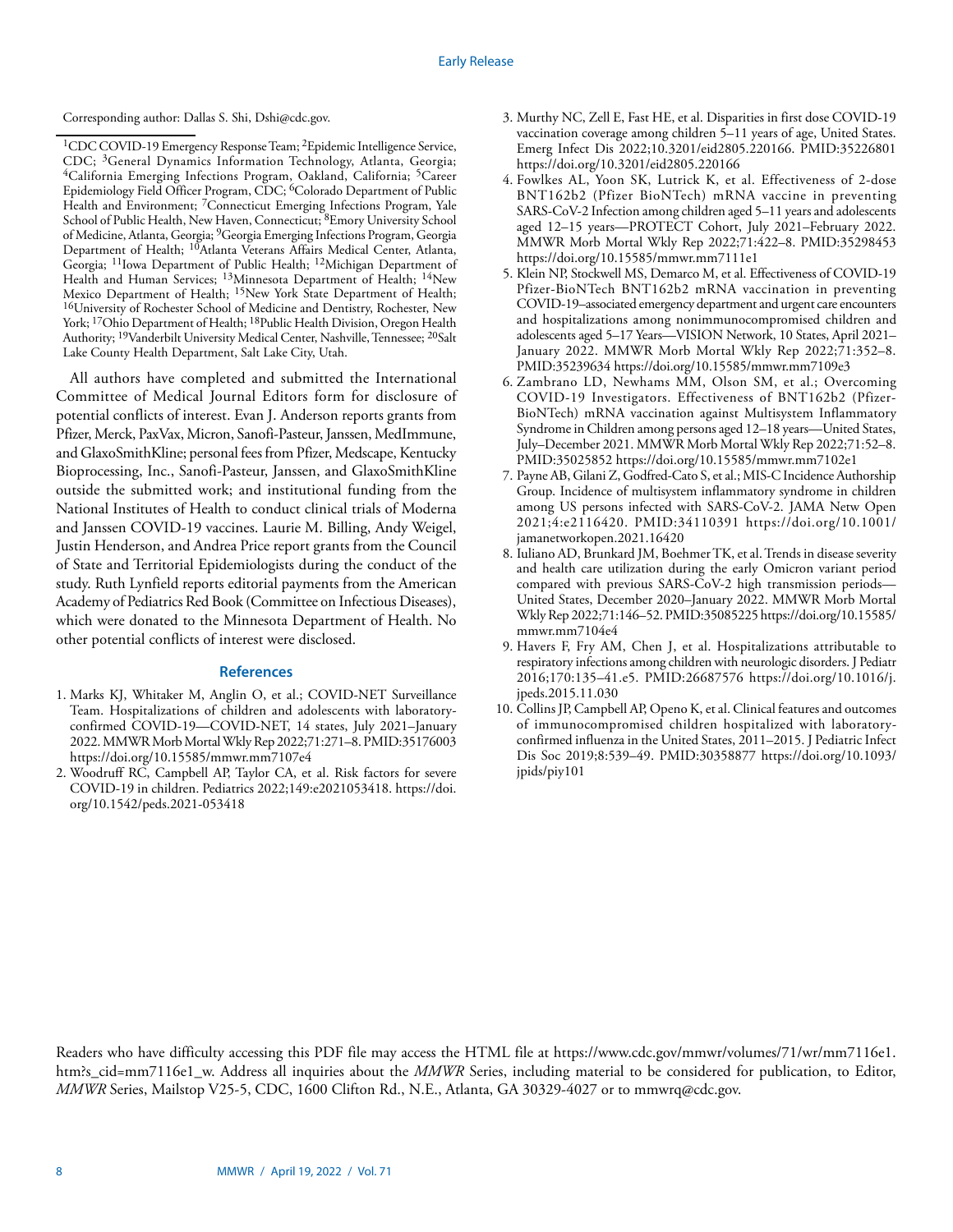Corresponding author: Dallas S. Shi, Dshi@cdc.gov.

[1]CDC COVID-19 Emergency Response Team; [2]Epidemic Intelligence Service, CDC; [3]General Dynamics Information Technology, Atlanta, Georgia; [4]California Emerging Infections Program, Oakland, California; [5]Career Epidemiology Field Officer Program, CDC; [6]Colorado Department of Public Health and Environment; [7]Connecticut Emerging Infections Program, Yale School of Public Health, New Haven, Connecticut; [8]Emory University School of Medicine, Atlanta, Georgia; [9]Georgia Emerging Infections Program, Georgia Department of Health; [10]Atlanta Veterans Affairs Medical Center, Atlanta, Georgia; [11]Iowa Department of Public Health; [12]Michigan Department of Health and Human Services; [13]Minnesota Department of Health; [14]New Mexico Department of Health; [15]New York State Department of Health; [16]University of Rochester School of Medicine and Dentistry, Rochester, New York; [17]Ohio Department of Health; [18]Public Health Division, Oregon Health Authority; [19]Vanderbilt University Medical Center, Nashville, Tennessee; [20]Salt Lake County Health Department, Salt Lake City, Utah.

All authors have completed and submitted the International Committee of Medical Journal Editors form for disclosure of potential conflicts of interest. Evan J. Anderson reports grants from Pfizer, Merck, PaxVax, Micron, Sanofi-Pasteur, Janssen, MedImmune, and GlaxoSmithKline; personal fees from Pfizer, Medscape, Kentucky Bioprocessing, Inc., Sanofi-Pasteur, Janssen, and GlaxoSmithKline outside the submitted work; and institutional funding from the National Institutes of Health to conduct clinical trials of Moderna and Janssen COVID-19 vaccines. Laurie M. Billing, Andy Weigel, Justin Henderson, and Andrea Price report grants from the Council of State and Territorial Epidemiologists during the conduct of the study. Ruth Lynfield reports editorial payments from the American Academy of Pediatrics Red Book (Committee on Infectious Diseases), which were donated to the Minnesota Department of Health. No other potential conflicts of interest were disclosed.

## References

1. Marks KJ, Whitaker M, Anglin O, et al.; COVID-NET Surveillance Team. Hospitalizations of children and adolescents with laboratory-confirmed COVID-19—COVID-NET, 14 states, July 2021–January 2022. MMWR Morb Mortal Wkly Rep 2022;71:271–8. PMID:35176003 https://doi.org/10.15585/mmwr.mm7107e4
2. Woodruff RC, Campbell AP, Taylor CA, et al. Risk factors for severe COVID-19 in children. Pediatrics 2022;149:e2021053418. https://doi.org/10.1542/peds.2021-053418
3. Murthy NC, Zell E, Fast HE, et al. Disparities in first dose COVID-19 vaccination coverage among children 5–11 years of age, United States. Emerg Infect Dis 2022;10.3201/eid2805.220166. PMID:35226801 https://doi.org/10.3201/eid2805.220166
4. Fowlkes AL, Yoon SK, Lutrick K, et al. Effectiveness of 2-dose BNT162b2 (Pfizer BioNTech) mRNA vaccine in preventing SARS-CoV-2 Infection among children aged 5–11 years and adolescents aged 12–15 years—PROTECT Cohort, July 2021–February 2022. MMWR Morb Mortal Wkly Rep 2022;71:422–8. PMID:35298453 https://doi.org/10.15585/mmwr.mm7111e1
5. Klein NP, Stockwell MS, Demarco M, et al. Effectiveness of COVID-19 Pfizer-BioNTech BNT162b2 mRNA vaccination in preventing COVID-19–associated emergency department and urgent care encounters and hospitalizations among nonimmunocompromised children and adolescents aged 5–17 Years—VISION Network, 10 States, April 2021–January 2022. MMWR Morb Mortal Wkly Rep 2022;71:352–8. PMID:35239634 https://doi.org/10.15585/mmwr.mm7109e3
6. Zambrano LD, Newhams MM, Olson SM, et al.; Overcoming COVID-19 Investigators. Effectiveness of BNT162b2 (Pfizer-BioNTech) mRNA vaccination against Multisystem Inflammatory Syndrome in Children among persons aged 12–18 years—United States, July–December 2021. MMWR Morb Mortal Wkly Rep 2022;71:52–8. PMID:35025852 https://doi.org/10.15585/mmwr.mm7102e1
7. Payne AB, Gilani Z, Godfred-Cato S, et al.; MIS-C Incidence Authorship Group. Incidence of multisystem inflammatory syndrome in children among US persons infected with SARS-CoV-2. JAMA Netw Open 2021;4:e2116420. PMID:34110391 https://doi.org/10.1001/jamanetworkopen.2021.16420
8. Iuliano AD, Brunkard JM, Boehmer TK, et al. Trends in disease severity and health care utilization during the early Omicron variant period compared with previous SARS-CoV-2 high transmission periods—United States, December 2020–January 2022. MMWR Morb Mortal Wkly Rep 2022;71:146–52. PMID:35085225 https://doi.org/10.15585/mmwr.mm7104e4
9. Havers F, Fry AM, Chen J, et al. Hospitalizations attributable to respiratory infections among children with neurologic disorders. J Pediatr 2016;170:135–41.e5. PMID:26687576 https://doi.org/10.1016/j.jpeds.2015.11.030
10. Collins JP, Campbell AP, Openo K, et al. Clinical features and outcomes of immunocompromised children hospitalized with laboratory-confirmed influenza in the United States, 2011–2015. J Pediatric Infect Dis Soc 2019;8:539–49. PMID:30358877 https://doi.org/10.1093/jpids/piy101

Readers who have difficulty accessing this PDF file may access the HTML file at https://www.cdc.gov/mmwr/volumes/71/wr/mm7116e1.htm?s_cid=mm7116e1_w. Address all inquiries about the *MMWR* Series, including material to be considered for publication, to Editor, *MMWR* Series, Mailstop V25-5, CDC, 1600 Clifton Rd., N.E., Atlanta, GA 30329-4027 or to mmwrq@cdc.gov.